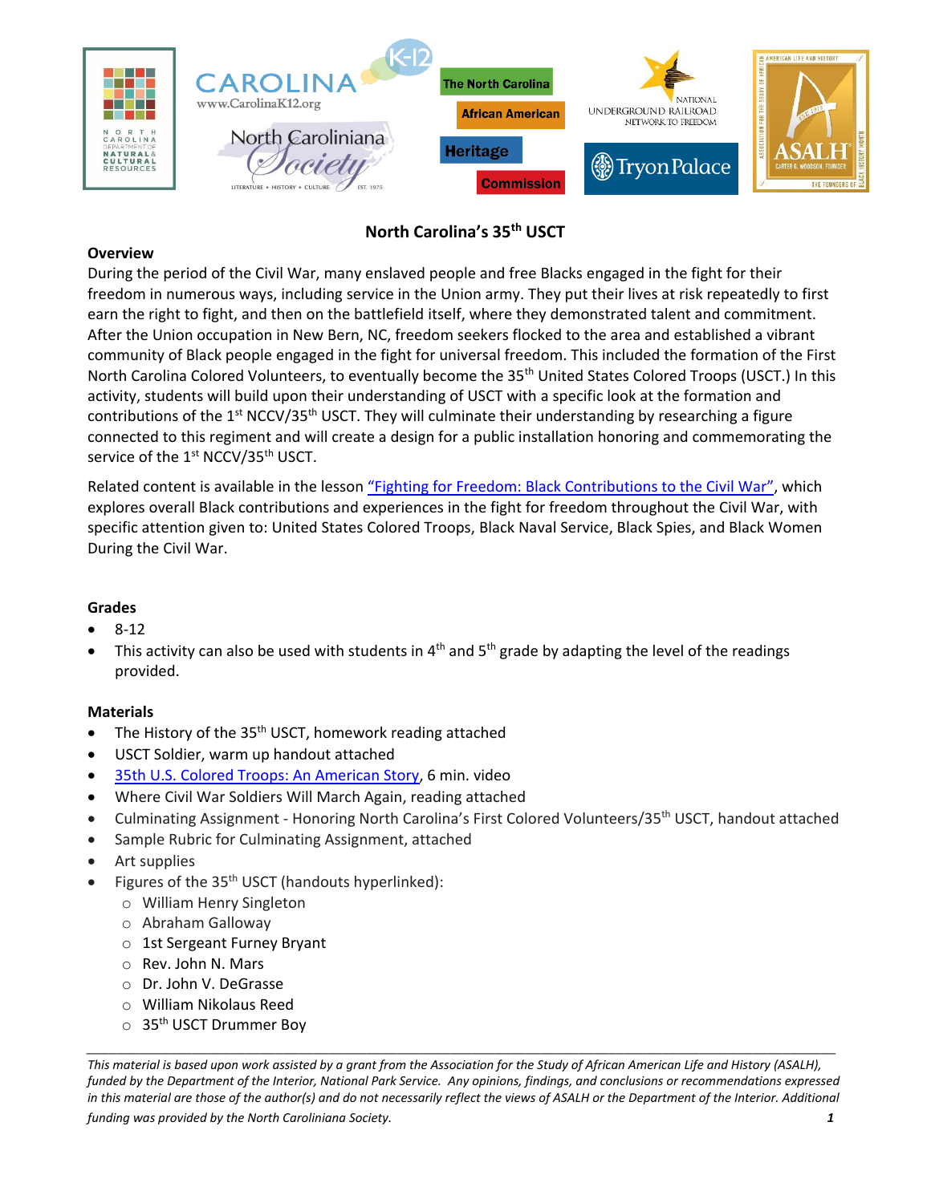# North Carolina's 35th USCT

## Overview

During the period of the Civil War, many enslaved people and free Blacks engaged in the fight for their freedom in numerous ways, including service in the Union army. They put their lives at risk repeatedly to first earn the right to fight, and then on the battlefield itself, where they demonstrated talent and commitment. After the Union occupation in New Bern, NC, freedom seekers flocked to the area and established a vibrant community of Black people engaged in the fight for universal freedom. This included the formation of the First North Carolina Colored Volunteers, to eventually become the 35th United States Colored Troops (USCT.) In this activity, students will build upon their understanding of USCT with a specific look at the formation and contributions of the 1st NCCV/35th USCT. They will culminate their understanding by researching a figure connected to this regiment and will create a design for a public installation honoring and commemorating the service of the 1st NCCV/35th USCT.

Related content is available in the lesson "Fighting for Freedom: Black Contributions to the Civil War", which explores overall Black contributions and experiences in the fight for freedom throughout the Civil War, with specific attention given to: United States Colored Troops, Black Naval Service, Black Spies, and Black Women During the Civil War.

## Grades

- 8-12
- This activity can also be used with students in 4th and 5th grade by adapting the level of the readings provided.

## Materials

- The History of the 35th USCT, homework reading attached
- USCT Soldier, warm up handout attached
- 35th U.S. Colored Troops: An American Story, 6 min. video
- Where Civil War Soldiers Will March Again, reading attached
- Culminating Assignment - Honoring North Carolina's First Colored Volunteers/35th USCT, handout attached
- Sample Rubric for Culminating Assignment, attached
- Art supplies
- Figures of the 35th USCT (handouts hyperlinked):
  - William Henry Singleton
  - Abraham Galloway
  - 1st Sergeant Furney Bryant
  - Rev. John N. Mars
  - Dr. John V. DeGrasse
  - William Nikolaus Reed
  - 35th USCT Drummer Boy

*This material is based upon work assisted by a grant from the Association for the Study of African American Life and History (ASALH), funded by the Department of the Interior, National Park Service. Any opinions, findings, and conclusions or recommendations expressed in this material are those of the author(s) and do not necessarily reflect the views of ASALH or the Department of the Interior. Additional funding was provided by the North Caroliniana Society.*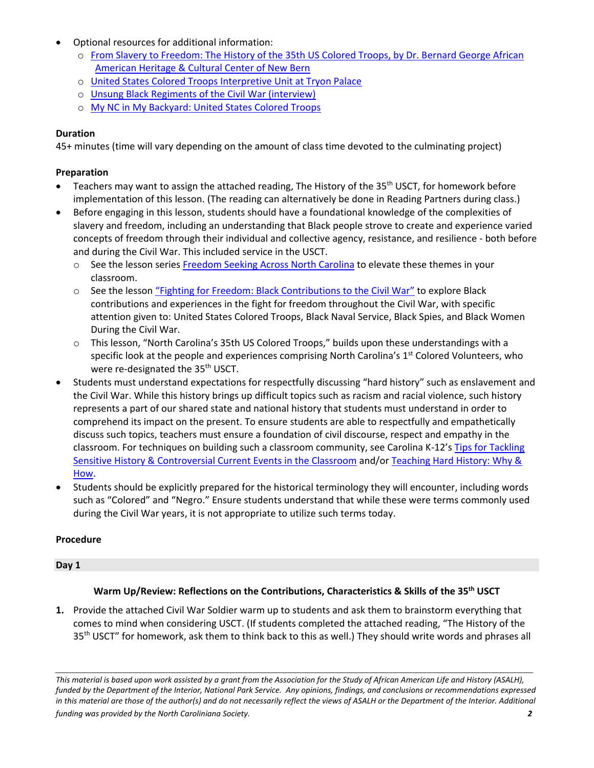- Optional resources for additional information:
  - From Slavery to Freedom: The History of the 35th US Colored Troops, by Dr. Bernard George African American Heritage & Cultural Center of New Bern
  - United States Colored Troops Interpretive Unit at Tryon Palace
  - Unsung Black Regiments of the Civil War (interview)
  - My NC in My Backyard: United States Colored Troops

**Duration**

45+ minutes (time will vary depending on the amount of class time devoted to the culminating project)

**Preparation**

- Teachers may want to assign the attached reading, The History of the 35th USCT, for homework before implementation of this lesson. (The reading can alternatively be done in Reading Partners during class.)
- Before engaging in this lesson, students should have a foundational knowledge of the complexities of slavery and freedom, including an understanding that Black people strove to create and experience varied concepts of freedom through their individual and collective agency, resistance, and resilience - both before and during the Civil War. This included service in the USCT.
  - See the lesson series Freedom Seeking Across North Carolina to elevate these themes in your classroom.
  - See the lesson "Fighting for Freedom: Black Contributions to the Civil War" to explore Black contributions and experiences in the fight for freedom throughout the Civil War, with specific attention given to: United States Colored Troops, Black Naval Service, Black Spies, and Black Women During the Civil War.
  - This lesson, "North Carolina's 35th US Colored Troops," builds upon these understandings with a specific look at the people and experiences comprising North Carolina's 1st Colored Volunteers, who were re-designated the 35th USCT.
- Students must understand expectations for respectfully discussing "hard history" such as enslavement and the Civil War. While this history brings up difficult topics such as racism and racial violence, such history represents a part of our shared state and national history that students must understand in order to comprehend its impact on the present. To ensure students are able to respectfully and empathetically discuss such topics, teachers must ensure a foundation of civil discourse, respect and empathy in the classroom. For techniques on building such a classroom community, see Carolina K-12's Tips for Tackling Sensitive History & Controversial Current Events in the Classroom and/or Teaching Hard History: Why & How.
- Students should be explicitly prepared for the historical terminology they will encounter, including words such as "Colored" and "Negro." Ensure students understand that while these were terms commonly used during the Civil War years, it is not appropriate to utilize such terms today.

**Procedure**

**Day 1**

**Warm Up/Review: Reflections on the Contributions, Characteristics & Skills of the 35th USCT**

1. Provide the attached Civil War Soldier warm up to students and ask them to brainstorm everything that comes to mind when considering USCT. (If students completed the attached reading, "The History of the 35th USCT" for homework, ask them to think back to this as well.) They should write words and phrases all

*This material is based upon work assisted by a grant from the Association for the Study of African American Life and History (ASALH), funded by the Department of the Interior, National Park Service. Any opinions, findings, and conclusions or recommendations expressed in this material are those of the author(s) and do not necessarily reflect the views of ASALH or the Department of the Interior. Additional funding was provided by the North Caroliniana Society.*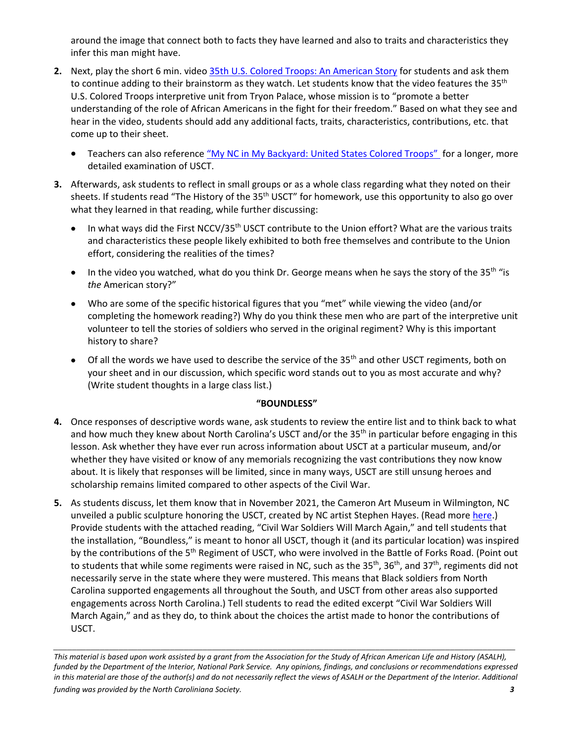around the image that connect both to facts they have learned and also to traits and characteristics they infer this man might have.

2. Next, play the short 6 min. video [35th U.S. Colored Troops: An American Story]() for students and ask them to continue adding to their brainstorm as they watch. Let students know that the video features the 35th U.S. Colored Troops interpretive unit from Tryon Palace, whose mission is to "promote a better understanding of the role of African Americans in the fight for their freedom." Based on what they see and hear in the video, students should add any additional facts, traits, characteristics, contributions, etc. that come up to their sheet.
   - Teachers can also reference ["My NC in My Backyard: United States Colored Troops"]() for a longer, more detailed examination of USCT.

3. Afterwards, ask students to reflect in small groups or as a whole class regarding what they noted on their sheets. If students read "The History of the 35th USCT" for homework, use this opportunity to also go over what they learned in that reading, while further discussing:
   - In what ways did the First NCCV/35th USCT contribute to the Union effort? What are the various traits and characteristics these people likely exhibited to both free themselves and contribute to the Union effort, considering the realities of the times?
   - In the video you watched, what do you think Dr. George means when he says the story of the 35th "is *the* American story?"
   - Who are some of the specific historical figures that you "met" while viewing the video (and/or completing the homework reading?) Why do you think these men who are part of the interpretive unit volunteer to tell the stories of soldiers who served in the original regiment? Why is this important history to share?
   - Of all the words we have used to describe the service of the 35th and other USCT regiments, both on your sheet and in our discussion, which specific word stands out to you as most accurate and why? (Write student thoughts in a large class list.)

**"BOUNDLESS"**

4. Once responses of descriptive words wane, ask students to review the entire list and to think back to what and how much they knew about North Carolina's USCT and/or the 35th in particular before engaging in this lesson. Ask whether they have ever run across information about USCT at a particular museum, and/or whether they have visited or know of any memorials recognizing the vast contributions they now know about. It is likely that responses will be limited, since in many ways, USCT are still unsung heroes and scholarship remains limited compared to other aspects of the Civil War.

5. As students discuss, let them know that in November 2021, the Cameron Art Museum in Wilmington, NC unveiled a public sculpture honoring the USCT, created by NC artist Stephen Hayes. (Read more [here]().) Provide students with the attached reading, "Civil War Soldiers Will March Again," and tell students that the installation, "Boundless," is meant to honor all USCT, though it (and its particular location) was inspired by the contributions of the 5th Regiment of USCT, who were involved in the Battle of Forks Road. (Point out to students that while some regiments were raised in NC, such as the 35th, 36th, and 37th, regiments did not necessarily serve in the state where they were mustered. This means that Black soldiers from North Carolina supported engagements all throughout the South, and USCT from other areas also supported engagements across North Carolina.) Tell students to read the edited excerpt "Civil War Soldiers Will March Again," and as they do, to think about the choices the artist made to honor the contributions of USCT.

*This material is based upon work assisted by a grant from the Association for the Study of African American Life and History (ASALH), funded by the Department of the Interior, National Park Service. Any opinions, findings, and conclusions or recommendations expressed in this material are those of the author(s) and do not necessarily reflect the views of ASALH or the Department of the Interior. Additional funding was provided by the North Caroliniana Society.*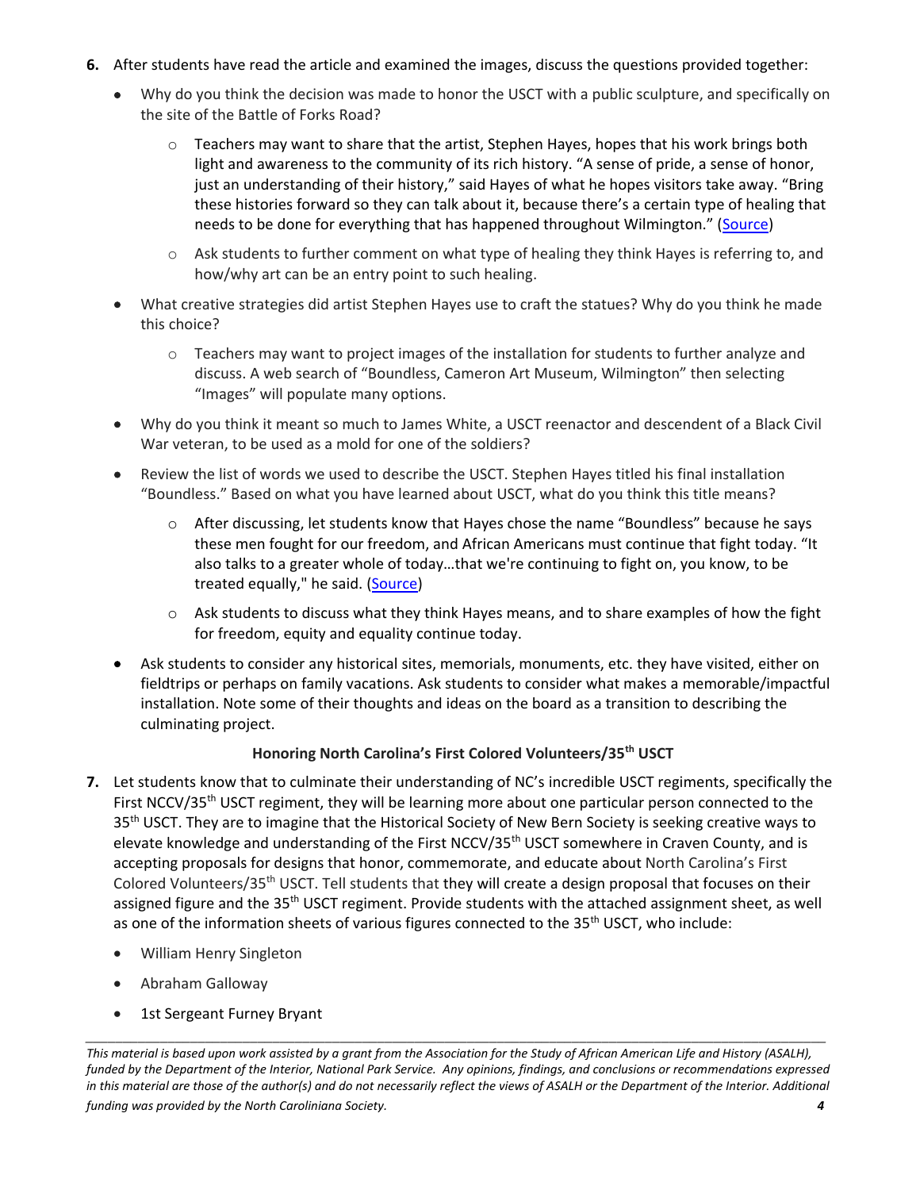6. After students have read the article and examined the images, discuss the questions provided together:
   - Why do you think the decision was made to honor the USCT with a public sculpture, and specifically on the site of the Battle of Forks Road?
     - Teachers may want to share that the artist, Stephen Hayes, hopes that his work brings both light and awareness to the community of its rich history. “A sense of pride, a sense of honor, just an understanding of their history,” said Hayes of what he hopes visitors take away. “Bring these histories forward so they can talk about it, because there’s a certain type of healing that needs to be done for everything that has happened throughout Wilmington.” (Source)
     - Ask students to further comment on what type of healing they think Hayes is referring to, and how/why art can be an entry point to such healing.
   - What creative strategies did artist Stephen Hayes use to craft the statues? Why do you think he made this choice?
     - Teachers may want to project images of the installation for students to further analyze and discuss. A web search of “Boundless, Cameron Art Museum, Wilmington” then selecting “Images” will populate many options.
   - Why do you think it meant so much to James White, a USCT reenactor and descendent of a Black Civil War veteran, to be used as a mold for one of the soldiers?
   - Review the list of words we used to describe the USCT. Stephen Hayes titled his final installation “Boundless.” Based on what you have learned about USCT, what do you think this title means?
     - After discussing, let students know that Hayes chose the name “Boundless” because he says these men fought for our freedom, and African Americans must continue that fight today. “It also talks to a greater whole of today…that we're continuing to fight on, you know, to be treated equally," he said. (Source)
     - Ask students to discuss what they think Hayes means, and to share examples of how the fight for freedom, equity and equality continue today.
   - Ask students to consider any historical sites, memorials, monuments, etc. they have visited, either on fieldtrips or perhaps on family vacations. Ask students to consider what makes a memorable/impactful installation. Note some of their thoughts and ideas on the board as a transition to describing the culminating project.

**Honoring North Carolina’s First Colored Volunteers/35th USCT**

7. Let students know that to culminate their understanding of NC’s incredible USCT regiments, specifically the First NCCV/35th USCT regiment, they will be learning more about one particular person connected to the 35th USCT. They are to imagine that the Historical Society of New Bern Society is seeking creative ways to elevate knowledge and understanding of the First NCCV/35th USCT somewhere in Craven County, and is accepting proposals for designs that honor, commemorate, and educate about North Carolina’s First Colored Volunteers/35th USCT. Tell students that they will create a design proposal that focuses on their assigned figure and the 35th USCT regiment. Provide students with the attached assignment sheet, as well as one of the information sheets of various figures connected to the 35th USCT, who include:
   - William Henry Singleton
   - Abraham Galloway
   - 1st Sergeant Furney Bryant

*This material is based upon work assisted by a grant from the Association for the Study of African American Life and History (ASALH), funded by the Department of the Interior, National Park Service. Any opinions, findings, and conclusions or recommendations expressed in this material are those of the author(s) and do not necessarily reflect the views of ASALH or the Department of the Interior. Additional funding was provided by the North Caroliniana Society.*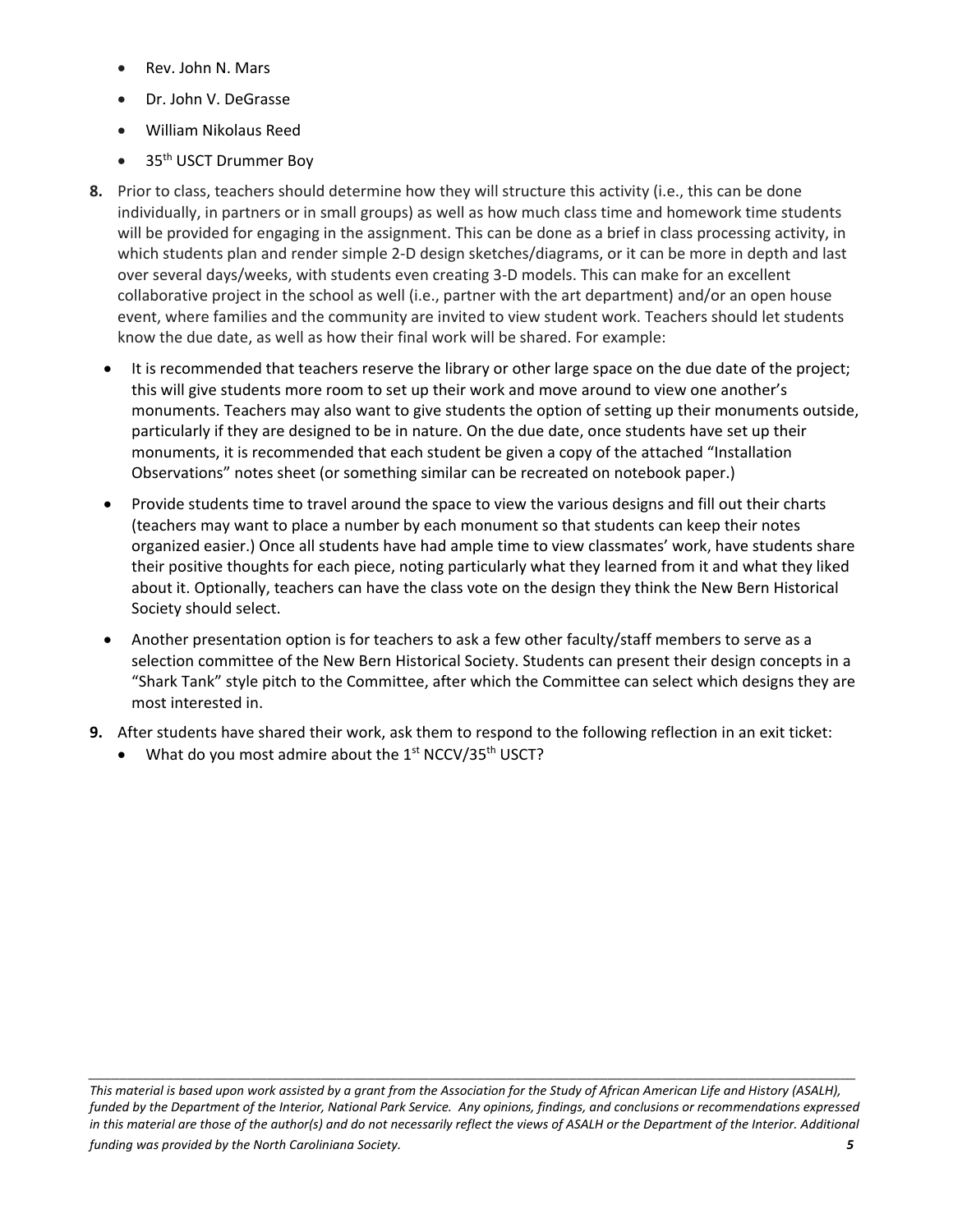- Rev. John N. Mars
- Dr. John V. DeGrasse
- William Nikolaus Reed
- 35th USCT Drummer Boy

**8.** Prior to class, teachers should determine how they will structure this activity (i.e., this can be done individually, in partners or in small groups) as well as how much class time and homework time students will be provided for engaging in the assignment. This can be done as a brief in class processing activity, in which students plan and render simple 2-D design sketches/diagrams, or it can be more in depth and last over several days/weeks, with students even creating 3-D models. This can make for an excellent collaborative project in the school as well (i.e., partner with the art department) and/or an open house event, where families and the community are invited to view student work. Teachers should let students know the due date, as well as how their final work will be shared. For example:

- It is recommended that teachers reserve the library or other large space on the due date of the project; this will give students more room to set up their work and move around to view one another's monuments. Teachers may also want to give students the option of setting up their monuments outside, particularly if they are designed to be in nature. On the due date, once students have set up their monuments, it is recommended that each student be given a copy of the attached "Installation Observations" notes sheet (or something similar can be recreated on notebook paper.)
- Provide students time to travel around the space to view the various designs and fill out their charts (teachers may want to place a number by each monument so that students can keep their notes organized easier.) Once all students have had ample time to view classmates' work, have students share their positive thoughts for each piece, noting particularly what they learned from it and what they liked about it. Optionally, teachers can have the class vote on the design they think the New Bern Historical Society should select.
- Another presentation option is for teachers to ask a few other faculty/staff members to serve as a selection committee of the New Bern Historical Society. Students can present their design concepts in a "Shark Tank" style pitch to the Committee, after which the Committee can select which designs they are most interested in.

**9.** After students have shared their work, ask them to respond to the following reflection in an exit ticket:

- What do you most admire about the 1st NCCV/35th USCT?

*This material is based upon work assisted by a grant from the Association for the Study of African American Life and History (ASALH), funded by the Department of the Interior, National Park Service. Any opinions, findings, and conclusions or recommendations expressed in this material are those of the author(s) and do not necessarily reflect the views of ASALH or the Department of the Interior. Additional funding was provided by the North Caroliniana Society.*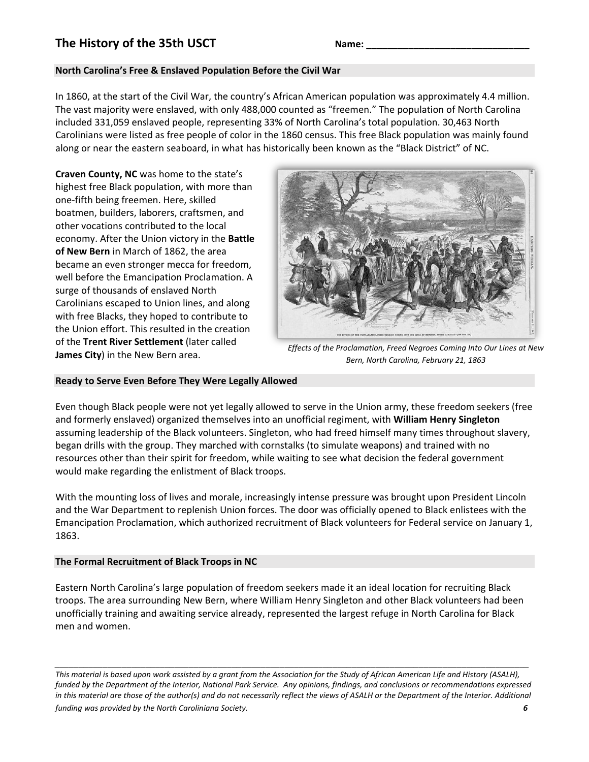# The History of the 35th USCT

Name: ______________________________

## North Carolina's Free & Enslaved Population Before the Civil War

In 1860, at the start of the Civil War, the country's African American population was approximately 4.4 million. The vast majority were enslaved, with only 488,000 counted as "freemen." The population of North Carolina included 331,059 enslaved people, representing 33% of North Carolina's total population. 30,463 North Carolinians were listed as free people of color in the 1860 census. This free Black population was mainly found along or near the eastern seaboard, in what has historically been known as the "Black District" of NC.

**Craven County, NC** was home to the state's highest free Black population, with more than one-fifth being freemen. Here, skilled boatmen, builders, laborers, craftsmen, and other vocations contributed to the local economy. After the Union victory in the **Battle of New Bern** in March of 1862, the area became an even stronger mecca for freedom, well before the Emancipation Proclamation. A surge of thousands of enslaved North Carolinians escaped to Union lines, and along with free Blacks, they hoped to contribute to the Union effort. This resulted in the creation of the **Trent River Settlement** (later called **James City**) in the New Bern area.

*Effects of the Proclamation, Freed Negroes Coming Into Our Lines at New Bern, North Carolina, February 21, 1863*

## Ready to Serve Even Before They Were Legally Allowed

Even though Black people were not yet legally allowed to serve in the Union army, these freedom seekers (free and formerly enslaved) organized themselves into an unofficial regiment, with **William Henry Singleton** assuming leadership of the Black volunteers. Singleton, who had freed himself many times throughout slavery, began drills with the group. They marched with cornstalks (to simulate weapons) and trained with no resources other than their spirit for freedom, while waiting to see what decision the federal government would make regarding the enlistment of Black troops.

With the mounting loss of lives and morale, increasingly intense pressure was brought upon President Lincoln and the War Department to replenish Union forces. The door was officially opened to Black enlistees with the Emancipation Proclamation, which authorized recruitment of Black volunteers for Federal service on January 1, 1863.

## The Formal Recruitment of Black Troops in NC

Eastern North Carolina's large population of freedom seekers made it an ideal location for recruiting Black troops. The area surrounding New Bern, where William Henry Singleton and other Black volunteers had been unofficially training and awaiting service already, represented the largest refuge in North Carolina for Black men and women.

---

*This material is based upon work assisted by a grant from the Association for the Study of African American Life and History (ASALH), funded by the Department of the Interior, National Park Service. Any opinions, findings, and conclusions or recommendations expressed in this material are those of the author(s) and do not necessarily reflect the views of ASALH or the Department of the Interior. Additional funding was provided by the North Caroliniana Society.*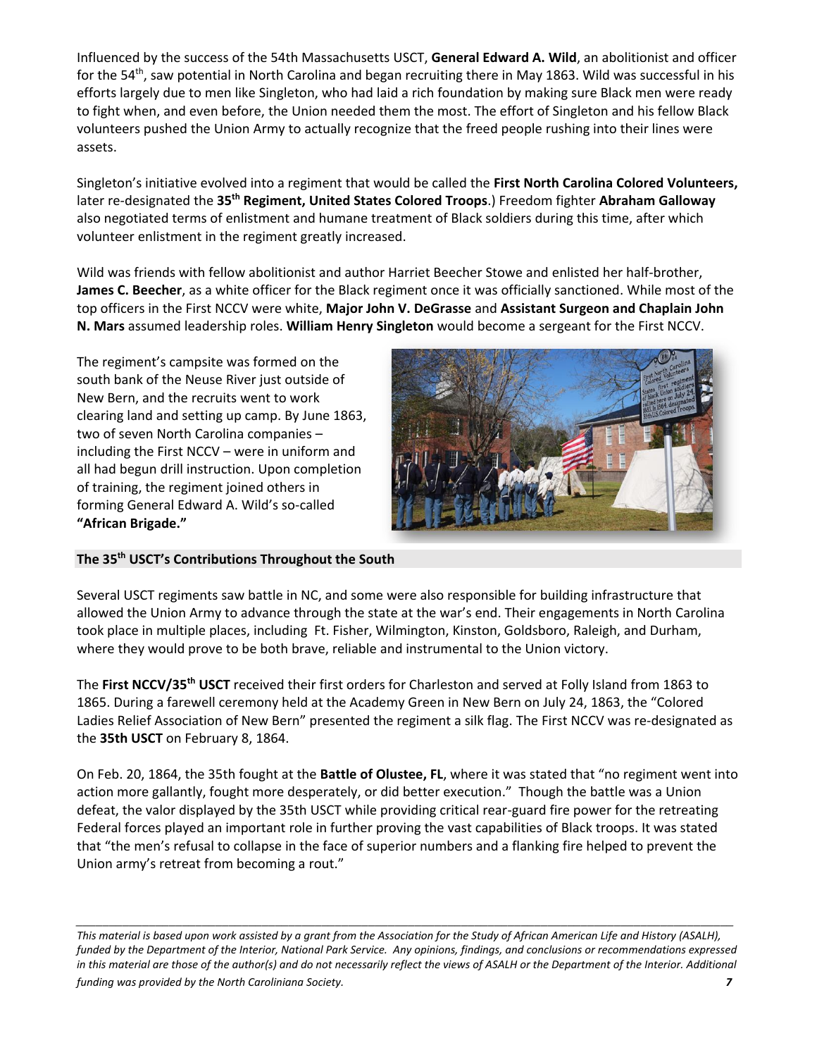Influenced by the success of the 54th Massachusetts USCT, **General Edward A. Wild**, an abolitionist and officer for the 54th, saw potential in North Carolina and began recruiting there in May 1863. Wild was successful in his efforts largely due to men like Singleton, who had laid a rich foundation by making sure Black men were ready to fight when, and even before, the Union needed them the most. The effort of Singleton and his fellow Black volunteers pushed the Union Army to actually recognize that the freed people rushing into their lines were assets.

Singleton's initiative evolved into a regiment that would be called the **First North Carolina Colored Volunteers,** later re-designated the **35th Regiment, United States Colored Troops**.) Freedom fighter **Abraham Galloway** also negotiated terms of enlistment and humane treatment of Black soldiers during this time, after which volunteer enlistment in the regiment greatly increased.

Wild was friends with fellow abolitionist and author Harriet Beecher Stowe and enlisted her half-brother, **James C. Beecher**, as a white officer for the Black regiment once it was officially sanctioned. While most of the top officers in the First NCCV were white, **Major John V. DeGrasse** and **Assistant Surgeon and Chaplain John N. Mars** assumed leadership roles. **William Henry Singleton** would become a sergeant for the First NCCV.

The regiment's campsite was formed on the south bank of the Neuse River just outside of New Bern, and the recruits went to work clearing land and setting up camp. By June 1863, two of seven North Carolina companies – including the First NCCV – were in uniform and all had begun drill instruction. Upon completion of training, the regiment joined others in forming General Edward A. Wild's so-called **"African Brigade."**

### The 35th USCT's Contributions Throughout the South

Several USCT regiments saw battle in NC, and some were also responsible for building infrastructure that allowed the Union Army to advance through the state at the war's end. Their engagements in North Carolina took place in multiple places, including Ft. Fisher, Wilmington, Kinston, Goldsboro, Raleigh, and Durham, where they would prove to be both brave, reliable and instrumental to the Union victory.

The **First NCCV/35th USCT** received their first orders for Charleston and served at Folly Island from 1863 to 1865. During a farewell ceremony held at the Academy Green in New Bern on July 24, 1863, the "Colored Ladies Relief Association of New Bern" presented the regiment a silk flag. The First NCCV was re-designated as the **35th USCT** on February 8, 1864.

On Feb. 20, 1864, the 35th fought at the **Battle of Olustee, FL**, where it was stated that "no regiment went into action more gallantly, fought more desperately, or did better execution." Though the battle was a Union defeat, the valor displayed by the 35th USCT while providing critical rear-guard fire power for the retreating Federal forces played an important role in further proving the vast capabilities of Black troops. It was stated that "the men's refusal to collapse in the face of superior numbers and a flanking fire helped to prevent the Union army's retreat from becoming a rout."

*This material is based upon work assisted by a grant from the Association for the Study of African American Life and History (ASALH), funded by the Department of the Interior, National Park Service. Any opinions, findings, and conclusions or recommendations expressed in this material are those of the author(s) and do not necessarily reflect the views of ASALH or the Department of the Interior. Additional funding was provided by the North Caroliniana Society.*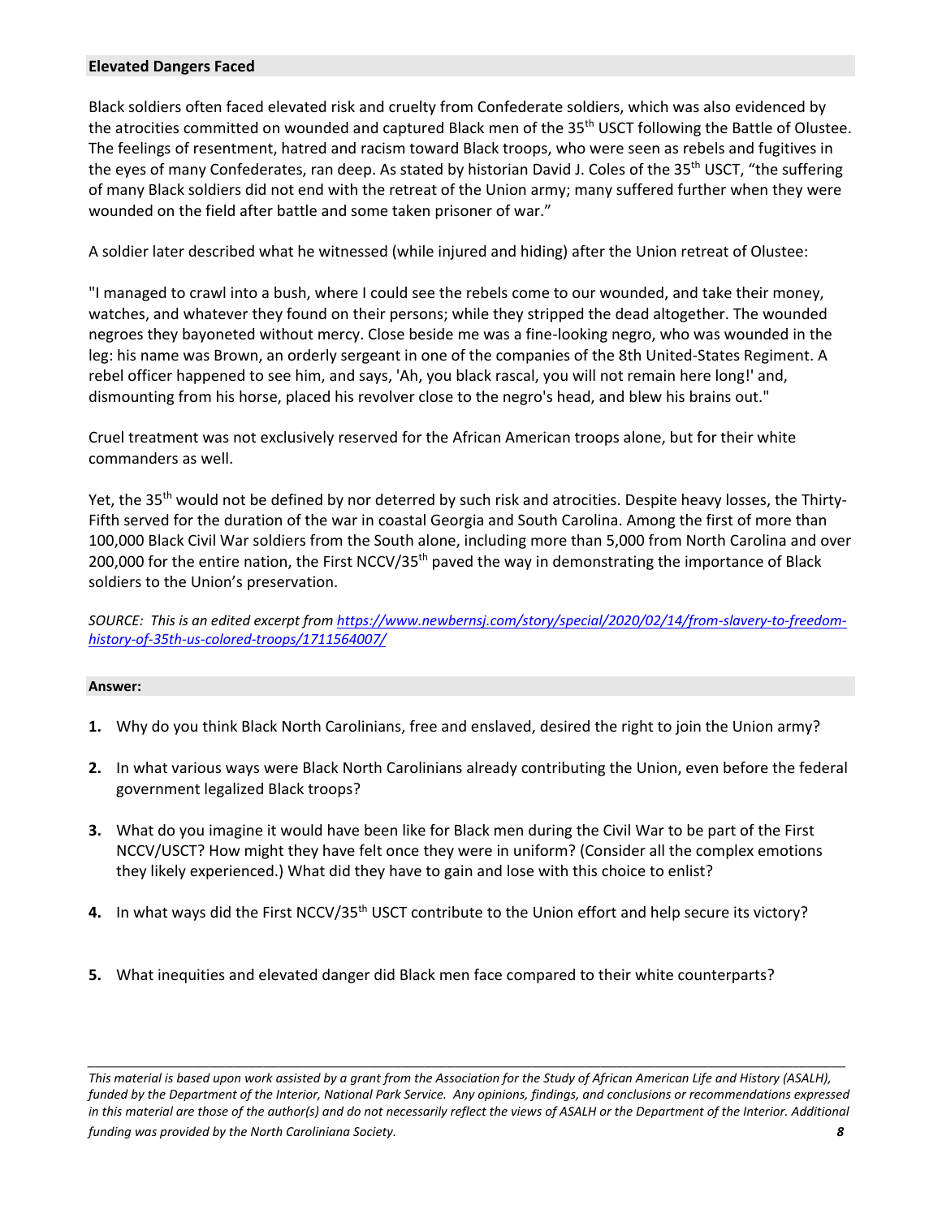### Elevated Dangers Faced

Black soldiers often faced elevated risk and cruelty from Confederate soldiers, which was also evidenced by the atrocities committed on wounded and captured Black men of the 35th USCT following the Battle of Olustee. The feelings of resentment, hatred and racism toward Black troops, who were seen as rebels and fugitives in the eyes of many Confederates, ran deep. As stated by historian David J. Coles of the 35th USCT, "the suffering of many Black soldiers did not end with the retreat of the Union army; many suffered further when they were wounded on the field after battle and some taken prisoner of war."

A soldier later described what he witnessed (while injured and hiding) after the Union retreat of Olustee:

"I managed to crawl into a bush, where I could see the rebels come to our wounded, and take their money, watches, and whatever they found on their persons; while they stripped the dead altogether. The wounded negroes they bayoneted without mercy. Close beside me was a fine-looking negro, who was wounded in the leg: his name was Brown, an orderly sergeant in one of the companies of the 8th United-States Regiment. A rebel officer happened to see him, and says, 'Ah, you black rascal, you will not remain here long!' and, dismounting from his horse, placed his revolver close to the negro's head, and blew his brains out."

Cruel treatment was not exclusively reserved for the African American troops alone, but for their white commanders as well.

Yet, the 35th would not be defined by nor deterred by such risk and atrocities. Despite heavy losses, the Thirty-Fifth served for the duration of the war in coastal Georgia and South Carolina. Among the first of more than 100,000 Black Civil War soldiers from the South alone, including more than 5,000 from North Carolina and over 200,000 for the entire nation, the First NCCV/35th paved the way in demonstrating the importance of Black soldiers to the Union's preservation.

*SOURCE: This is an edited excerpt from [https://www.newbernsj.com/story/special/2020/02/14/from-slavery-to-freedom-history-of-35th-us-colored-troops/1711564007/](https://www.newbernsj.com/story/special/2020/02/14/from-slavery-to-freedom-history-of-35th-us-colored-troops/1711564007/)*

### Answer:

1. Why do you think Black North Carolinians, free and enslaved, desired the right to join the Union army?

2. In what various ways were Black North Carolinians already contributing the Union, even before the federal government legalized Black troops?

3. What do you imagine it would have been like for Black men during the Civil War to be part of the First NCCV/USCT? How might they have felt once they were in uniform? (Consider all the complex emotions they likely experienced.) What did they have to gain and lose with this choice to enlist?

4. In what ways did the First NCCV/35th USCT contribute to the Union effort and help secure its victory?

5. What inequities and elevated danger did Black men face compared to their white counterparts?

---

*This material is based upon work assisted by a grant from the Association for the Study of African American Life and History (ASALH), funded by the Department of the Interior, National Park Service. Any opinions, findings, and conclusions or recommendations expressed in this material are those of the author(s) and do not necessarily reflect the views of ASALH or the Department of the Interior. Additional funding was provided by the North Caroliniana Society.*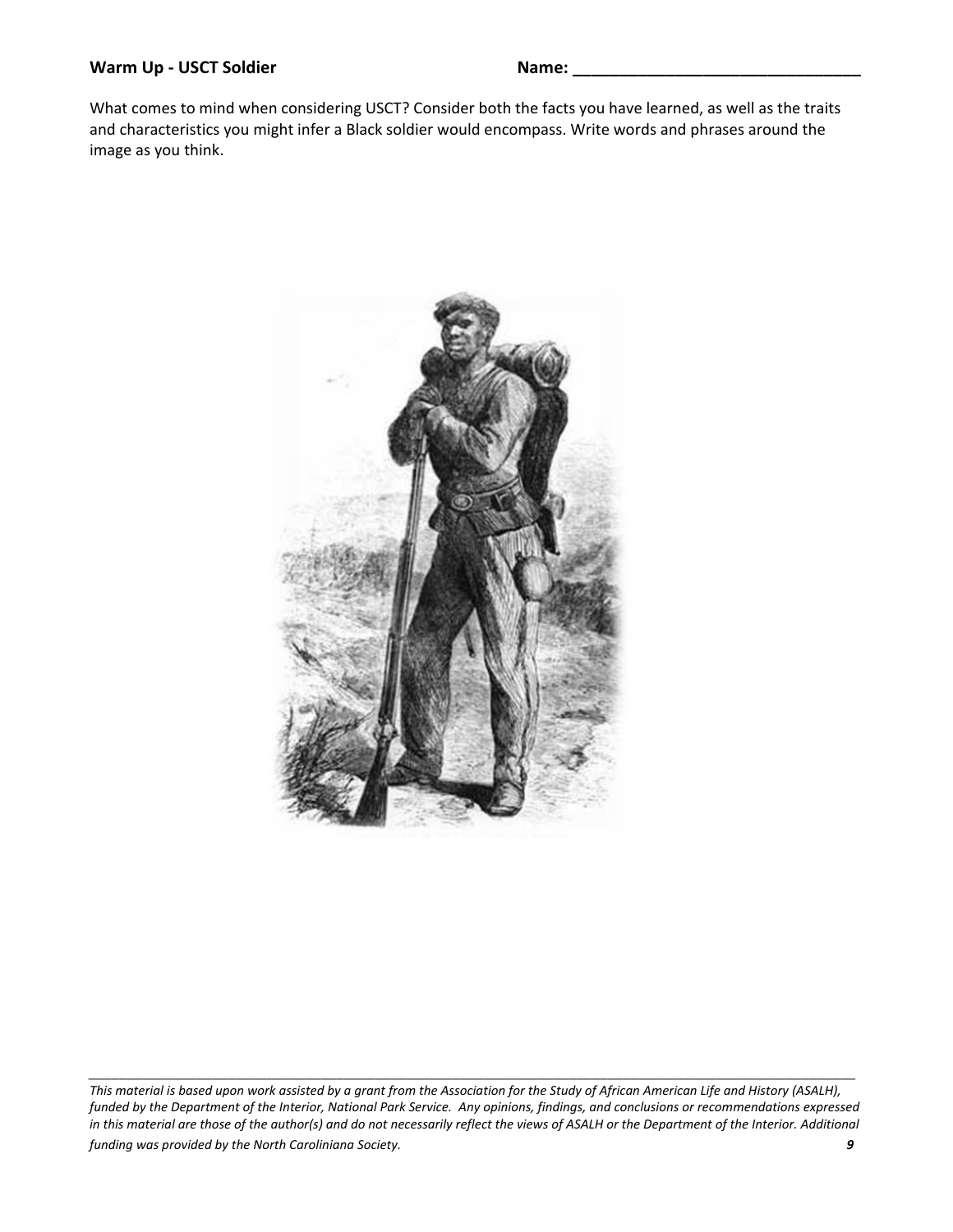**Warm Up - USCT Soldier** **Name: _______________________________**

What comes to mind when considering USCT? Consider both the facts you have learned, as well as the traits and characteristics you might infer a Black soldier would encompass. Write words and phrases around the image as you think.

*This material is based upon work assisted by a grant from the Association for the Study of African American Life and History (ASALH), funded by the Department of the Interior, National Park Service. Any opinions, findings, and conclusions or recommendations expressed in this material are those of the author(s) and do not necessarily reflect the views of ASALH or the Department of the Interior. Additional funding was provided by the North Caroliniana Society.*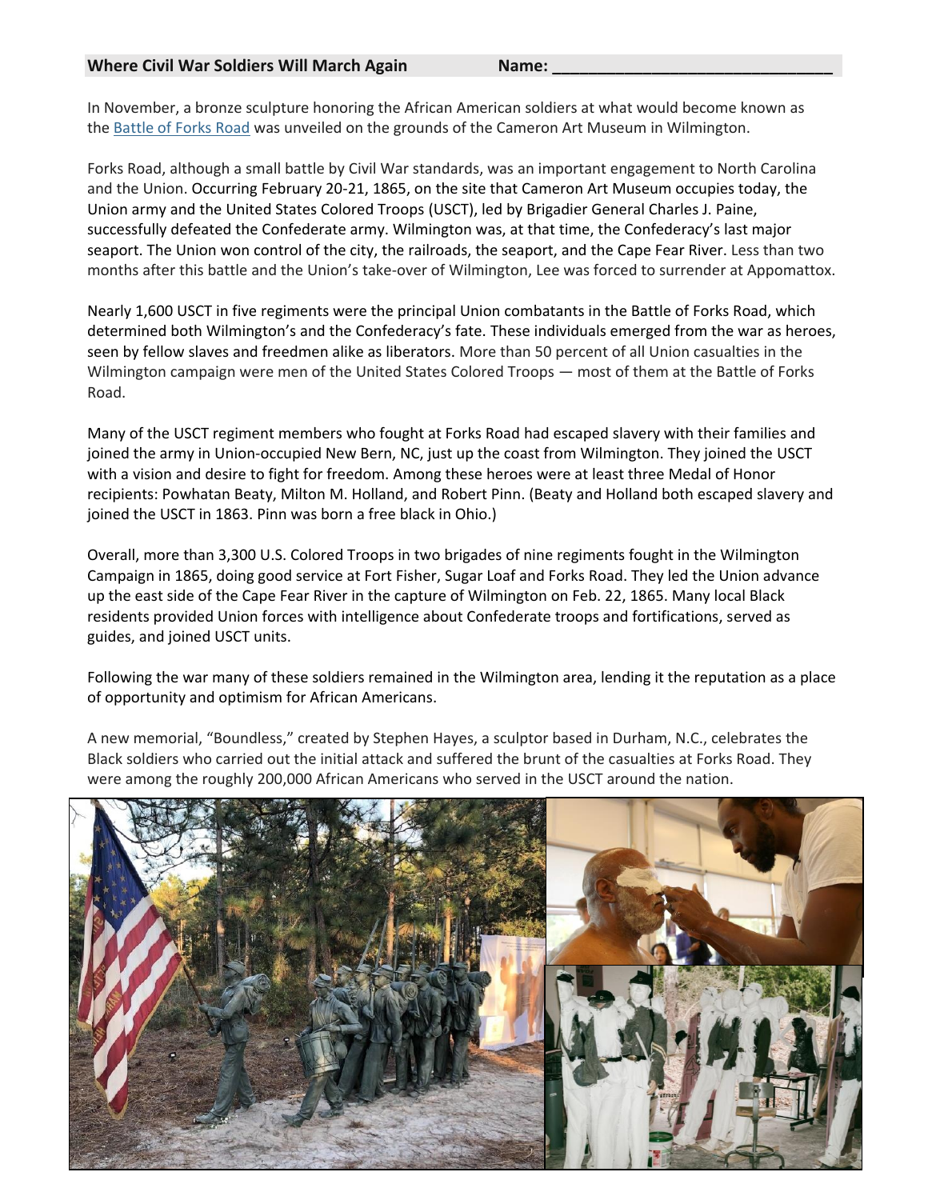**Where Civil War Soldiers Will March Again** Name: ______________________________

In November, a bronze sculpture honoring the African American soldiers at what would become known as the Battle of Forks Road was unveiled on the grounds of the Cameron Art Museum in Wilmington.

Forks Road, although a small battle by Civil War standards, was an important engagement to North Carolina and the Union. Occurring February 20-21, 1865, on the site that Cameron Art Museum occupies today, the Union army and the United States Colored Troops (USCT), led by Brigadier General Charles J. Paine, successfully defeated the Confederate army. Wilmington was, at that time, the Confederacy's last major seaport. The Union won control of the city, the railroads, the seaport, and the Cape Fear River. Less than two months after this battle and the Union's take-over of Wilmington, Lee was forced to surrender at Appomattox.

Nearly 1,600 USCT in five regiments were the principal Union combatants in the Battle of Forks Road, which determined both Wilmington's and the Confederacy's fate. These individuals emerged from the war as heroes, seen by fellow slaves and freedmen alike as liberators. More than 50 percent of all Union casualties in the Wilmington campaign were men of the United States Colored Troops — most of them at the Battle of Forks Road.

Many of the USCT regiment members who fought at Forks Road had escaped slavery with their families and joined the army in Union-occupied New Bern, NC, just up the coast from Wilmington. They joined the USCT with a vision and desire to fight for freedom. Among these heroes were at least three Medal of Honor recipients: Powhatan Beaty, Milton M. Holland, and Robert Pinn. (Beaty and Holland both escaped slavery and joined the USCT in 1863. Pinn was born a free black in Ohio.)

Overall, more than 3,300 U.S. Colored Troops in two brigades of nine regiments fought in the Wilmington Campaign in 1865, doing good service at Fort Fisher, Sugar Loaf and Forks Road. They led the Union advance up the east side of the Cape Fear River in the capture of Wilmington on Feb. 22, 1865. Many local Black residents provided Union forces with intelligence about Confederate troops and fortifications, served as guides, and joined USCT units.

Following the war many of these soldiers remained in the Wilmington area, lending it the reputation as a place of opportunity and optimism for African Americans.

A new memorial, "Boundless," created by Stephen Hayes, a sculptor based in Durham, N.C., celebrates the Black soldiers who carried out the initial attack and suffered the brunt of the casualties at Forks Road. They were among the roughly 200,000 African Americans who served in the USCT around the nation.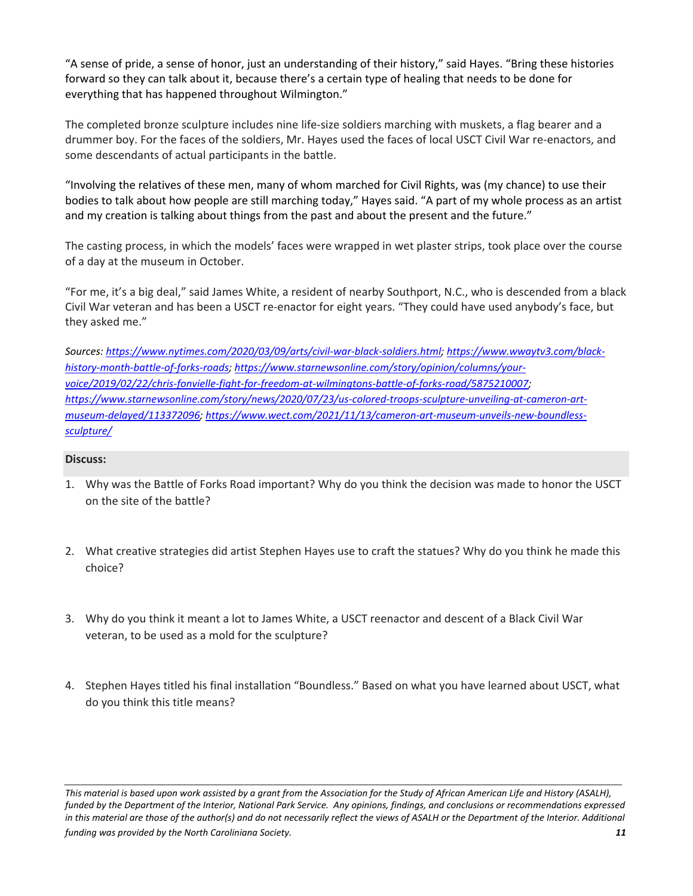"A sense of pride, a sense of honor, just an understanding of their history," said Hayes. "Bring these histories forward so they can talk about it, because there's a certain type of healing that needs to be done for everything that has happened throughout Wilmington."

The completed bronze sculpture includes nine life-size soldiers marching with muskets, a flag bearer and a drummer boy. For the faces of the soldiers, Mr. Hayes used the faces of local USCT Civil War re-enactors, and some descendants of actual participants in the battle.

"Involving the relatives of these men, many of whom marched for Civil Rights, was (my chance) to use their bodies to talk about how people are still marching today," Hayes said. "A part of my whole process as an artist and my creation is talking about things from the past and about the present and the future."

The casting process, in which the models' faces were wrapped in wet plaster strips, took place over the course of a day at the museum in October.

"For me, it's a big deal," said James White, a resident of nearby Southport, N.C., who is descended from a black Civil War veteran and has been a USCT re-enactor for eight years. "They could have used anybody's face, but they asked me."

*Sources: https://www.nytimes.com/2020/03/09/arts/civil-war-black-soldiers.html; https://www.wwaytv3.com/black-history-month-battle-of-forks-roads; https://www.starnewsonline.com/story/opinion/columns/your-voice/2019/02/22/chris-fonvielle-fight-for-freedom-at-wilmingtons-battle-of-forks-road/5875210007; https://www.starnewsonline.com/story/news/2020/07/23/us-colored-troops-sculpture-unveiling-at-cameron-art-museum-delayed/113372096; https://www.wect.com/2021/11/13/cameron-art-museum-unveils-new-boundless-sculpture/*

**Discuss:**

1. Why was the Battle of Forks Road important? Why do you think the decision was made to honor the USCT on the site of the battle?

2. What creative strategies did artist Stephen Hayes use to craft the statues? Why do you think he made this choice?

3. Why do you think it meant a lot to James White, a USCT reenactor and descent of a Black Civil War veteran, to be used as a mold for the sculpture?

4. Stephen Hayes titled his final installation "Boundless." Based on what you have learned about USCT, what do you think this title means?

*This material is based upon work assisted by a grant from the Association for the Study of African American Life and History (ASALH), funded by the Department of the Interior, National Park Service. Any opinions, findings, and conclusions or recommendations expressed in this material are those of the author(s) and do not necessarily reflect the views of ASALH or the Department of the Interior. Additional funding was provided by the North Caroliniana Society.*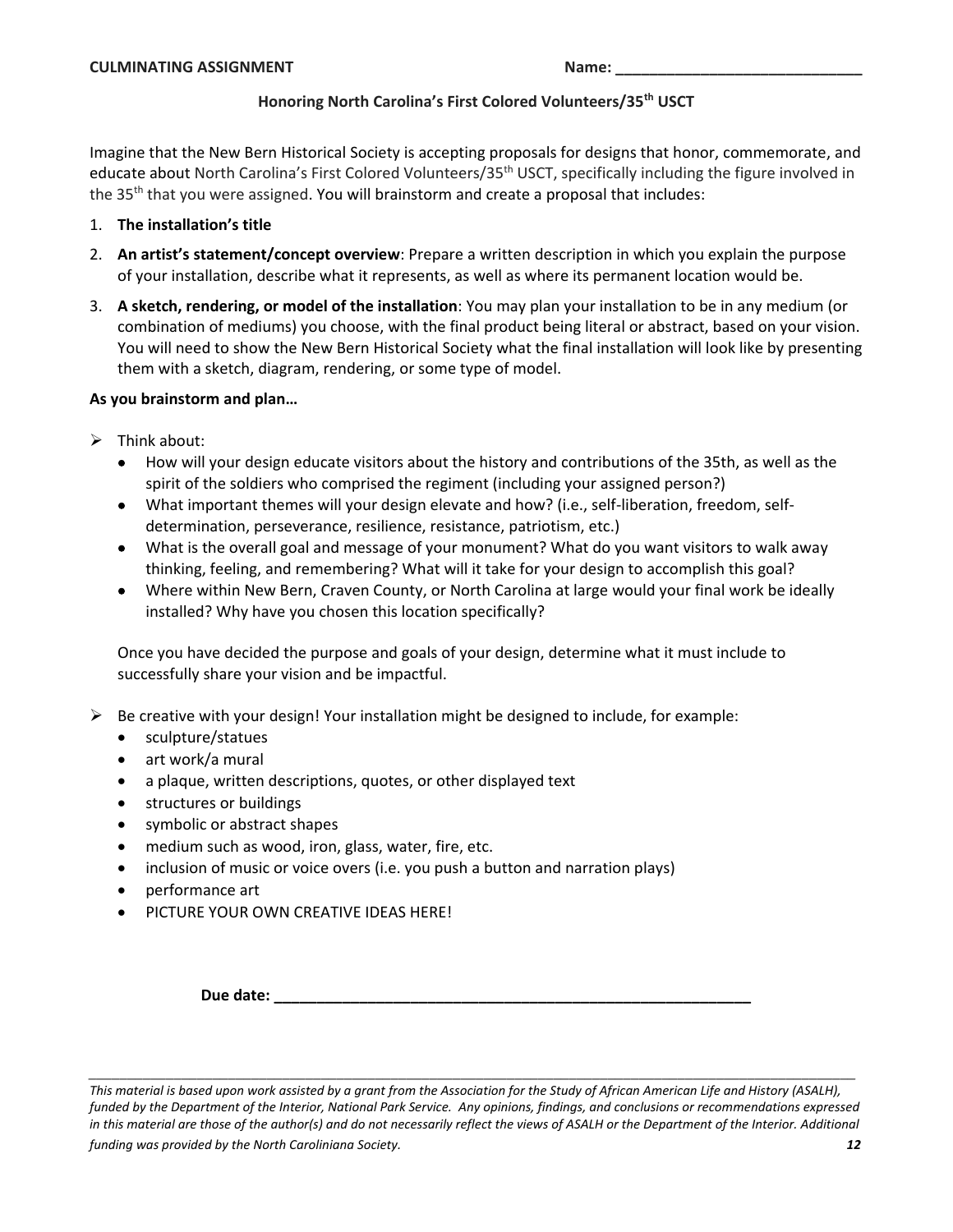**CULMINATING ASSIGNMENT** **Name: _____________________________**

## Honoring North Carolina's First Colored Volunteers/35th USCT

Imagine that the New Bern Historical Society is accepting proposals for designs that honor, commemorate, and educate about North Carolina's First Colored Volunteers/35th USCT, specifically including the figure involved in the 35th that you were assigned. You will brainstorm and create a proposal that includes:

1. **The installation's title**
2. **An artist's statement/concept overview**: Prepare a written description in which you explain the purpose of your installation, describe what it represents, as well as where its permanent location would be.
3. **A sketch, rendering, or model of the installation**: You may plan your installation to be in any medium (or combination of mediums) you choose, with the final product being literal or abstract, based on your vision. You will need to show the New Bern Historical Society what the final installation will look like by presenting them with a sketch, diagram, rendering, or some type of model.

**As you brainstorm and plan…**

- Think about:
  - How will your design educate visitors about the history and contributions of the 35th, as well as the spirit of the soldiers who comprised the regiment (including your assigned person?)
  - What important themes will your design elevate and how? (i.e., self-liberation, freedom, self-determination, perseverance, resilience, resistance, patriotism, etc.)
  - What is the overall goal and message of your monument? What do you want visitors to walk away thinking, feeling, and remembering? What will it take for your design to accomplish this goal?
  - Where within New Bern, Craven County, or North Carolina at large would your final work be ideally installed? Why have you chosen this location specifically?

  Once you have decided the purpose and goals of your design, determine what it must include to successfully share your vision and be impactful.

- Be creative with your design! Your installation might be designed to include, for example:
  - sculpture/statues
  - art work/a mural
  - a plaque, written descriptions, quotes, or other displayed text
  - structures or buildings
  - symbolic or abstract shapes
  - medium such as wood, iron, glass, water, fire, etc.
  - inclusion of music or voice overs (i.e. you push a button and narration plays)
  - performance art
  - PICTURE YOUR OWN CREATIVE IDEAS HERE!

**Due date: ____________________________________________________________**

*This material is based upon work assisted by a grant from the Association for the Study of African American Life and History (ASALH), funded by the Department of the Interior, National Park Service. Any opinions, findings, and conclusions or recommendations expressed in this material are those of the author(s) and do not necessarily reflect the views of ASALH or the Department of the Interior. Additional funding was provided by the North Caroliniana Society.*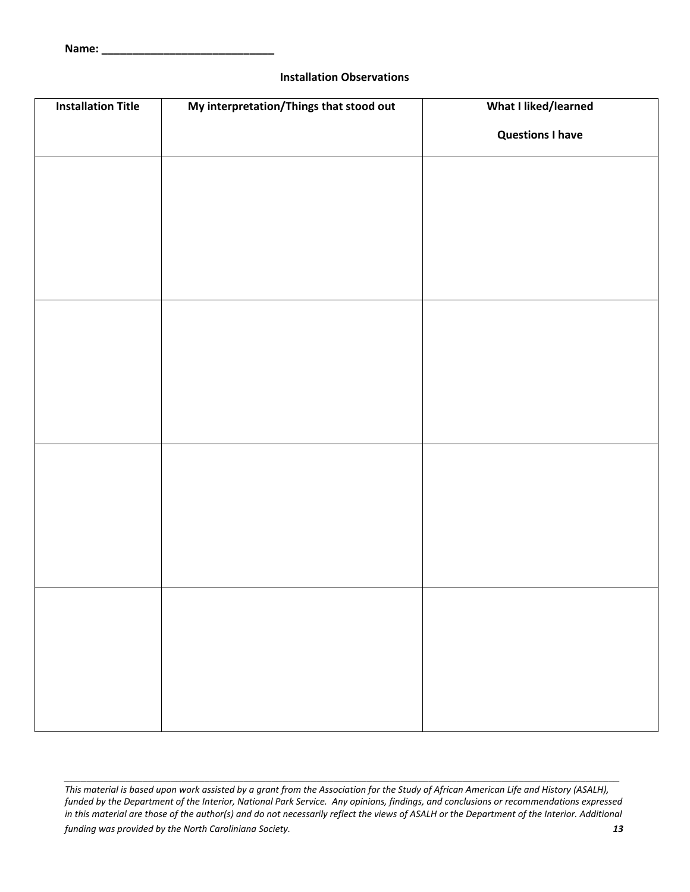Name: ____________________________

**Installation Observations**

| **Installation Title** | **My interpretation/Things that stood out** | **What I liked/learned**<br><br>**Questions I have** |
|---|---|---|
| | | |
| | | |
| | | |
| | | |

*This material is based upon work assisted by a grant from the Association for the Study of African American Life and History (ASALH), funded by the Department of the Interior, National Park Service. Any opinions, findings, and conclusions or recommendations expressed in this material are those of the author(s) and do not necessarily reflect the views of ASALH or the Department of the Interior. Additional funding was provided by the North Caroliniana Society.*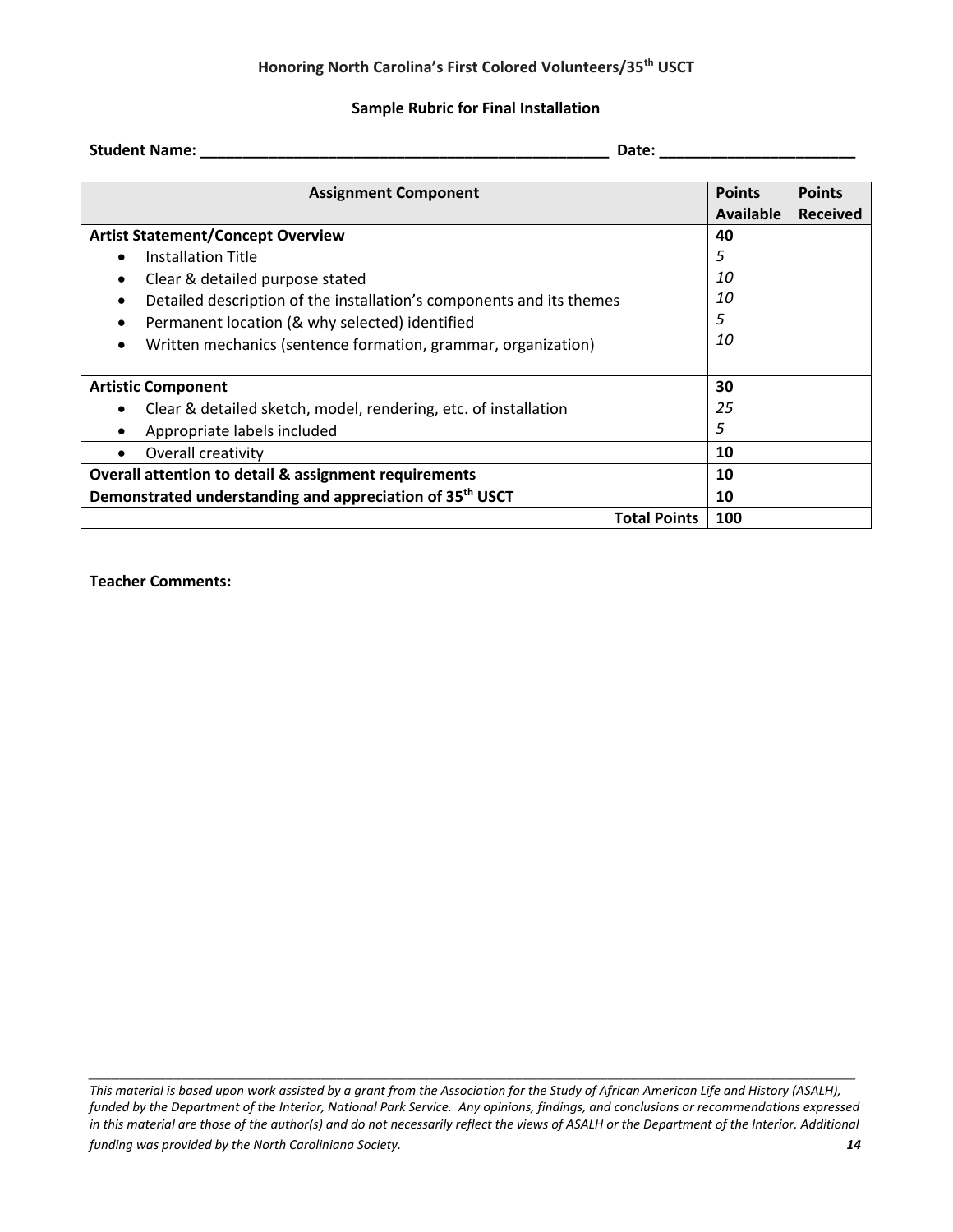**Honoring North Carolina's First Colored Volunteers/35th USCT**

**Sample Rubric for Final Installation**

**Student Name: \_\_\_\_\_\_\_\_\_\_\_\_\_\_\_\_\_\_\_\_\_\_\_\_\_\_\_\_\_\_\_\_\_\_\_\_\_\_\_\_\_\_\_\_\_\_\_\_ Date: \_\_\_\_\_\_\_\_\_\_\_\_\_\_\_\_\_\_\_\_\_\_\_**

| Assignment Component | Points Available | Points Received |
|---|---|---|
| **Artist Statement/Concept Overview** | **40** | |
| • Installation Title | *5* | |
| • Clear & detailed purpose stated | *10* | |
| • Detailed description of the installation's components and its themes | *10* | |
| • Permanent location (& why selected) identified | *5* | |
| • Written mechanics (sentence formation, grammar, organization) | *10* | |
| **Artistic Component** | **30** | |
| • Clear & detailed sketch, model, rendering, etc. of installation | *25* | |
| • Appropriate labels included | *5* | |
| • Overall creativity | **10** | |
| **Overall attention to detail & assignment requirements** | **10** | |
| **Demonstrated understanding and appreciation of 35th USCT** | **10** | |
| **Total Points** | **100** | |

**Teacher Comments:**

*This material is based upon work assisted by a grant from the Association for the Study of African American Life and History (ASALH), funded by the Department of the Interior, National Park Service. Any opinions, findings, and conclusions or recommendations expressed in this material are those of the author(s) and do not necessarily reflect the views of ASALH or the Department of the Interior. Additional funding was provided by the North Caroliniana Society.*